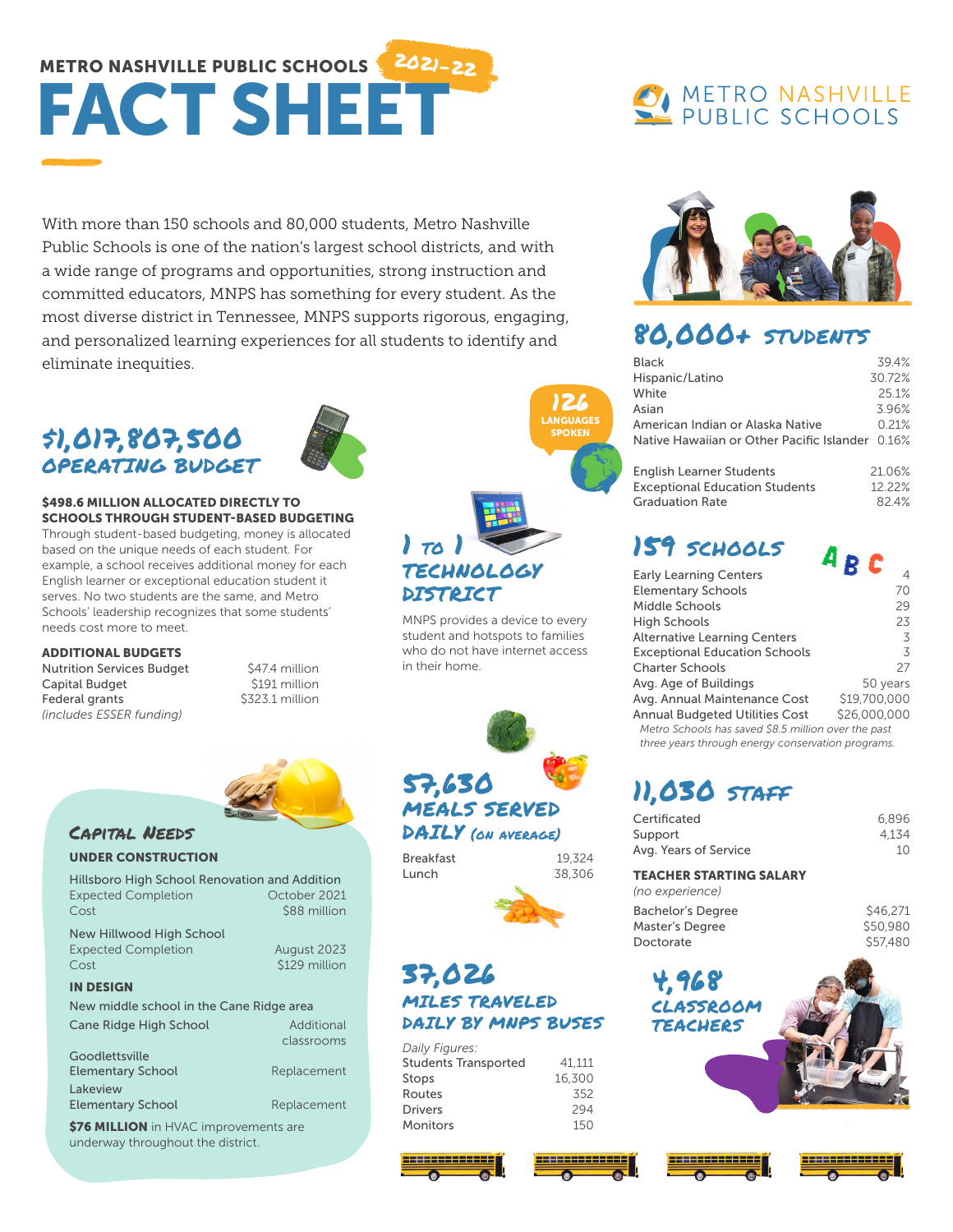# METRO NASHVILLE PUBLIC SCHOOLS 2021-22 FACT SHEET

METRO NASHVILLE PUBLIC SCHOOLS

With more than 150 schools and 80,000 students, Metro Nashville Public Schools is one of the nation's largest school districts, and with a wide range of programs and opportunities, strong instruction and committed educators, MNPS has something for every student. As the most diverse district in Tennessee, MNPS supports rigorous, engaging, and personalized learning experiences for all students to identify and eliminate inequities.

## $1,017,807,500 OPERATING BUDGET

**$498.6 MILLION ALLOCATED DIRECTLY TO SCHOOLS THROUGH STUDENT-BASED BUDGETING**

Through student-based budgeting, money is allocated based on the unique needs of each student. For example, a school receives additional money for each English learner or exceptional education student it serves. No two students are the same, and Metro Schools' leadership recognizes that some students' needs cost more to meet.

**ADDITIONAL BUDGETS**

| | |
|---|---|
| Nutrition Services Budget | $47.4 million |
| Capital Budget | $191 million |
| Federal grants *(includes ESSER funding)* | $323.1 million |

## Capital Needs

**UNDER CONSTRUCTION**

Hillsboro High School Renovation and Addition

| | |
|---|---|
| Expected Completion | October 2021 |
| Cost | $88 million |

New Hillwood High School

| | |
|---|---|
| Expected Completion | August 2023 |
| Cost | $129 million |

**IN DESIGN**

New middle school in the Cane Ridge area

| | |
|---|---|
| Cane Ridge High School | Additional classrooms |
| Goodlettsville Elementary School | Replacement |
| Lakeview Elementary School | Replacement |

**$76 MILLION** in HVAC improvements are underway throughout the district.

## 126 LANGUAGES SPOKEN

## 1 TO 1 TECHNOLOGY DISTRICT

MNPS provides a device to every student and hotspots to families who do not have internet access in their home.

## 57,630 MEALS SERVED DAILY *(on average)*

| | |
|---|---|
| Breakfast | 19,324 |
| Lunch | 38,306 |

## 37,026 MILES TRAVELED DAILY BY MNPS BUSES

*Daily Figures:*

| | |
|---|---|
| Students Transported | 41,111 |
| Stops | 16,300 |
| Routes | 352 |
| Drivers | 294 |
| Monitors | 150 |

## 80,000+ STUDENTS

| | |
|---|---|
| Black | 39.4% |
| Hispanic/Latino | 30.72% |
| White | 25.1% |
| Asian | 3.96% |
| American Indian or Alaska Native | 0.21% |
| Native Hawaiian or Other Pacific Islander | 0.16% |

| | |
|---|---|
| English Learner Students | 21.06% |
| Exceptional Education Students | 12.22% |
| Graduation Rate | 82.4% |

## 159 SCHOOLS

| | |
|---|---|
| Early Learning Centers | 4 |
| Elementary Schools | 70 |
| Middle Schools | 29 |
| High Schools | 23 |
| Alternative Learning Centers | 3 |
| Exceptional Education Schools | 3 |
| Charter Schools | 27 |
| Avg. Age of Buildings | 50 years |
| Avg. Annual Maintenance Cost | $19,700,000 |
| Annual Budgeted Utilities Cost | $26,000,000 |

*Metro Schools has saved $8.5 million over the past three years through energy conservation programs.*

## 11,030 STAFF

| | |
|---|---|
| Certificated | 6,896 |
| Support | 4,134 |
| Avg. Years of Service | 10 |

**TEACHER STARTING SALARY**

*(no experience)*

| | |
|---|---|
| Bachelor's Degree | $46,271 |
| Master's Degree | $50,980 |
| Doctorate | $57,480 |

## 4,968 CLASSROOM TEACHERS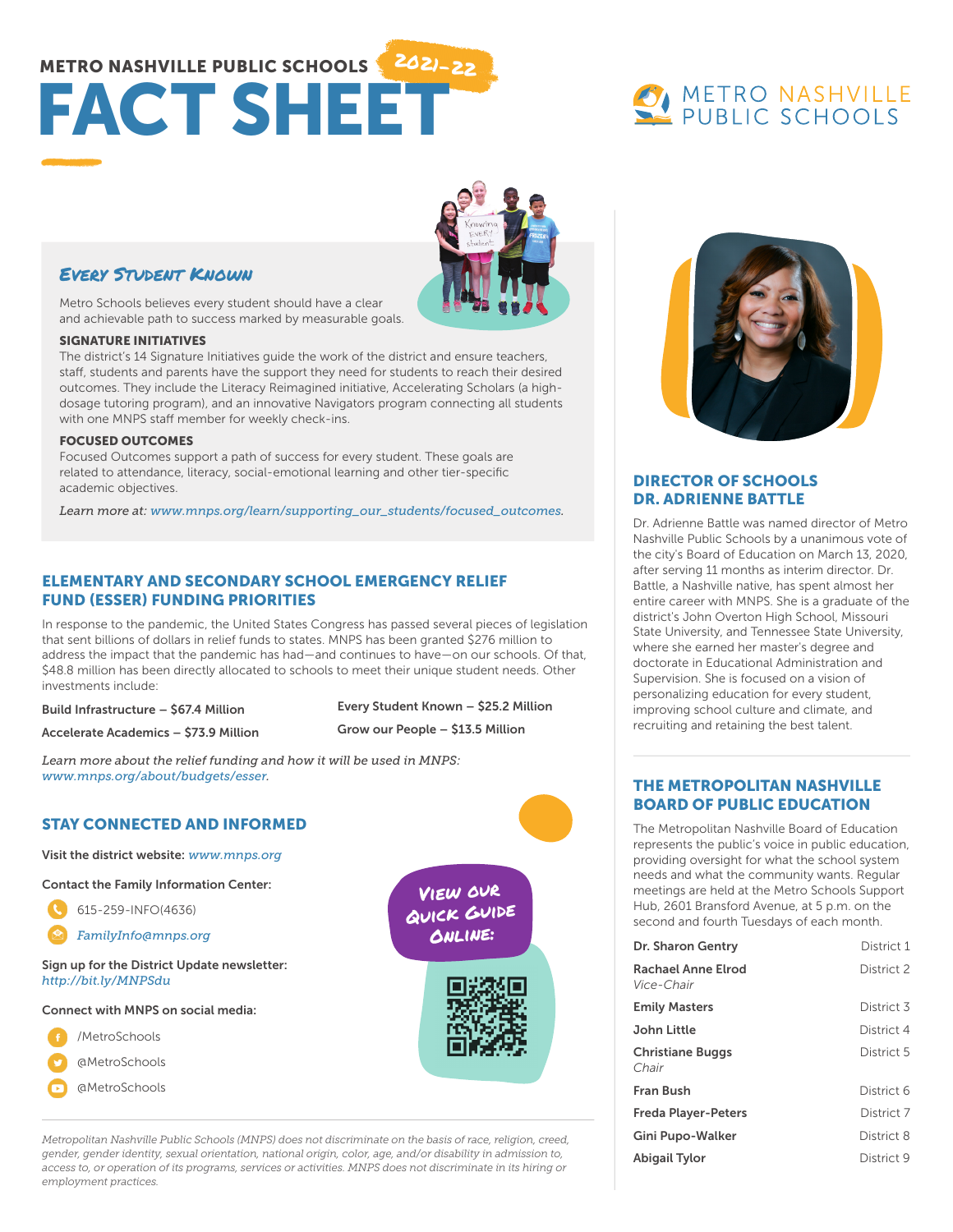# METRO NASHVILLE PUBLIC SCHOOLS 2021-22 FACT SHEET

METRO NASHVILLE PUBLIC SCHOOLS

## Every Student Known

Metro Schools believes every student should have a clear and achievable path to success marked by measurable goals.

**SIGNATURE INITIATIVES**

The district's 14 Signature Initiatives guide the work of the district and ensure teachers, staff, students and parents have the support they need for students to reach their desired outcomes. They include the Literacy Reimagined initiative, Accelerating Scholars (a high-dosage tutoring program), and an innovative Navigators program connecting all students with one MNPS staff member for weekly check-ins.

**FOCUSED OUTCOMES**

Focused Outcomes support a path of success for every student. These goals are related to attendance, literacy, social-emotional learning and other tier-specific academic objectives.

*Learn more at: www.mnps.org/learn/supporting_our_students/focused_outcomes.*

## ELEMENTARY AND SECONDARY SCHOOL EMERGENCY RELIEF FUND (ESSER) FUNDING PRIORITIES

In response to the pandemic, the United States Congress has passed several pieces of legislation that sent billions of dollars in relief funds to states. MNPS has been granted $276 million to address the impact that the pandemic has had—and continues to have—on our schools. Of that, $48.8 million has been directly allocated to schools to meet their unique student needs. Other investments include:

- **Build Infrastructure – $67.4 Million**
- **Accelerate Academics – $73.9 Million**
- **Every Student Known – $25.2 Million**
- **Grow our People – $13.5 Million**

*Learn more about the relief funding and how it will be used in MNPS: www.mnps.org/about/budgets/esser.*

## STAY CONNECTED AND INFORMED

**Visit the district website:** *www.mnps.org*

**Contact the Family Information Center:**

615-259-INFO(4636)

*FamilyInfo@mnps.org*

**Sign up for the District Update newsletter:** *http://bit.ly/MNPSdu*

**Connect with MNPS on social media:**

/MetroSchools

@MetroSchools

@MetroSchools

View our Quick Guide Online:

## DIRECTOR OF SCHOOLS DR. ADRIENNE BATTLE

Dr. Adrienne Battle was named director of Metro Nashville Public Schools by a unanimous vote of the city's Board of Education on March 13, 2020, after serving 11 months as interim director. Dr. Battle, a Nashville native, has spent almost her entire career with MNPS. She is a graduate of the district's John Overton High School, Missouri State University, and Tennessee State University, where she earned her master's degree and doctorate in Educational Administration and Supervision. She is focused on a vision of personalizing education for every student, improving school culture and climate, and recruiting and retaining the best talent.

## THE METROPOLITAN NASHVILLE BOARD OF PUBLIC EDUCATION

The Metropolitan Nashville Board of Education represents the public's voice in public education, providing oversight for what the school system needs and what the community wants. Regular meetings are held at the Metro Schools Support Hub, 2601 Bransford Avenue, at 5 p.m. on the second and fourth Tuesdays of each month.

| | |
|---|---|
| **Dr. Sharon Gentry** | District 1 |
| **Rachael Anne Elrod** *Vice-Chair* | District 2 |
| **Emily Masters** | District 3 |
| **John Little** | District 4 |
| **Christiane Buggs** *Chair* | District 5 |
| **Fran Bush** | District 6 |
| **Freda Player-Peters** | District 7 |
| **Gini Pupo-Walker** | District 8 |
| **Abigail Tylor** | District 9 |

*Metropolitan Nashville Public Schools (MNPS) does not discriminate on the basis of race, religion, creed, gender, gender identity, sexual orientation, national origin, color, age, and/or disability in admission to, access to, or operation of its programs, services or activities. MNPS does not discriminate in its hiring or employment practices.*